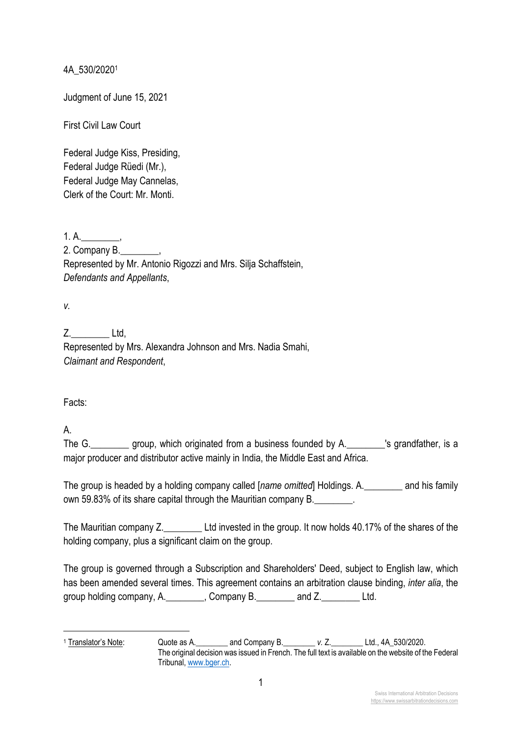4A_530/2020[1]

Judgment of June 15, 2021

First Civil Law Court

Federal Judge Kiss, Presiding,
Federal Judge Rüedi (Mr.),
Federal Judge May Cannelas,
Clerk of the Court: Mr. Monti.

1. A.________,
2. Company B.________,
Represented by Mr. Antonio Rigozzi and Mrs. Silja Schaffstein,
*Defendants and Appellants*,

*v.*

Z.________ Ltd,
Represented by Mrs. Alexandra Johnson and Mrs. Nadia Smahi,
*Claimant and Respondent*,

Facts:

A.
The G.________ group, which originated from a business founded by A.________'s grandfather, is a major producer and distributor active mainly in India, the Middle East and Africa.

The group is headed by a holding company called [*name omitted*] Holdings. A.________ and his family own 59.83% of its share capital through the Mauritian company B.________.

The Mauritian company Z.________ Ltd invested in the group. It now holds 40.17% of the shares of the holding company, plus a significant claim on the group.

The group is governed through a Subscription and Shareholders' Deed, subject to English law, which has been amended several times. This agreement contains an arbitration clause binding, *inter alia*, the group holding company, A.________, Company B.________ and Z.________ Ltd.

---

[1] Translator's Note: Quote as A.________ and Company B.________ *v.* Z.________ Ltd., 4A_530/2020.
The original decision was issued in French. The full text is available on the website of the Federal Tribunal, www.bger.ch.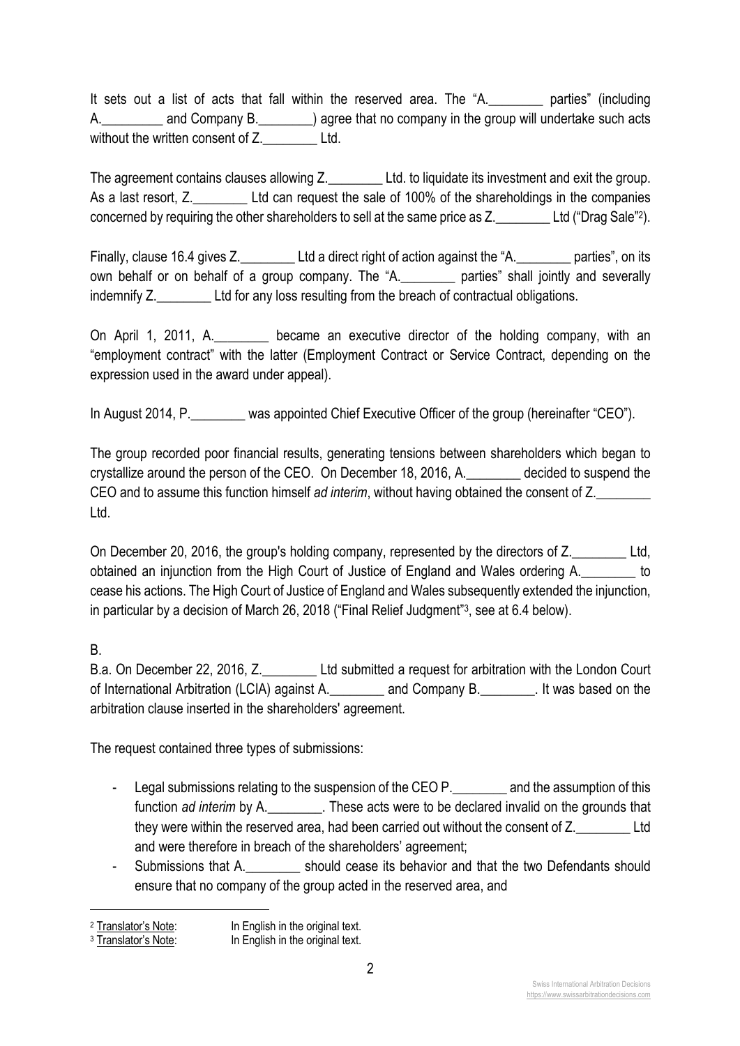It sets out a list of acts that fall within the reserved area. The "A.________ parties" (including A.________ and Company B.________) agree that no company in the group will undertake such acts without the written consent of Z.________ Ltd.

The agreement contains clauses allowing Z.________ Ltd. to liquidate its investment and exit the group. As a last resort, Z.________ Ltd can request the sale of 100% of the shareholdings in the companies concerned by requiring the other shareholders to sell at the same price as Z.________ Ltd ("Drag Sale"[2]).

Finally, clause 16.4 gives Z.________ Ltd a direct right of action against the "A.________ parties", on its own behalf or on behalf of a group company. The "A.________ parties" shall jointly and severally indemnify Z.________ Ltd for any loss resulting from the breach of contractual obligations.

On April 1, 2011, A.________ became an executive director of the holding company, with an "employment contract" with the latter (Employment Contract or Service Contract, depending on the expression used in the award under appeal).

In August 2014, P.________ was appointed Chief Executive Officer of the group (hereinafter "CEO").

The group recorded poor financial results, generating tensions between shareholders which began to crystallize around the person of the CEO. On December 18, 2016, A.________ decided to suspend the CEO and to assume this function himself *ad interim*, without having obtained the consent of Z.________ Ltd.

On December 20, 2016, the group's holding company, represented by the directors of Z.________ Ltd, obtained an injunction from the High Court of Justice of England and Wales ordering A.________ to cease his actions. The High Court of Justice of England and Wales subsequently extended the injunction, in particular by a decision of March 26, 2018 ("Final Relief Judgment"[3], see at 6.4 below).

B.

B.a. On December 22, 2016, Z.________ Ltd submitted a request for arbitration with the London Court of International Arbitration (LCIA) against A.________ and Company B.________. It was based on the arbitration clause inserted in the shareholders' agreement.

The request contained three types of submissions:

- Legal submissions relating to the suspension of the CEO P.________ and the assumption of this function *ad interim* by A.________. These acts were to be declared invalid on the grounds that they were within the reserved area, had been carried out without the consent of Z.________ Ltd and were therefore in breach of the shareholders' agreement;
- Submissions that A.________ should cease its behavior and that the two Defendants should ensure that no company of the group acted in the reserved area, and

---

[2] Translator's Note: In English in the original text.

[3] Translator's Note: In English in the original text.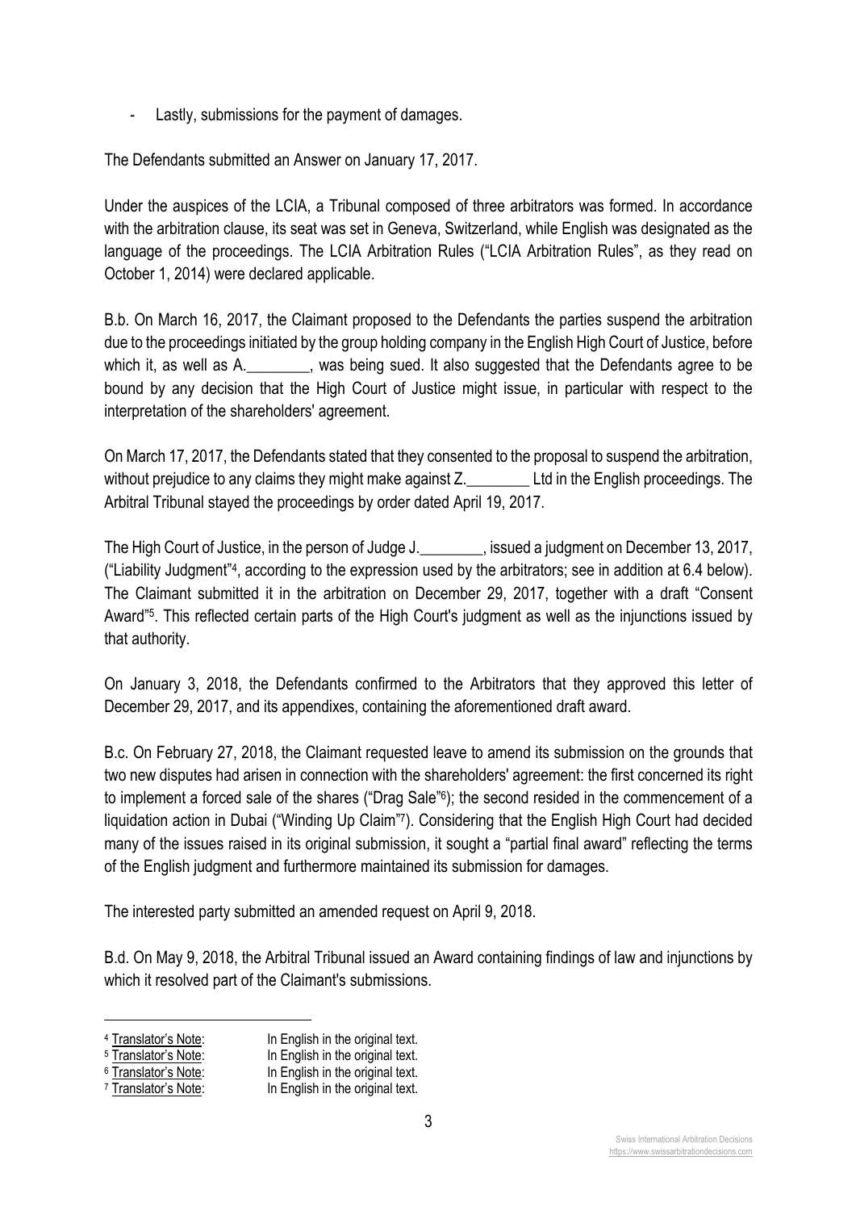- Lastly, submissions for the payment of damages.

The Defendants submitted an Answer on January 17, 2017.

Under the auspices of the LCIA, a Tribunal composed of three arbitrators was formed. In accordance with the arbitration clause, its seat was set in Geneva, Switzerland, while English was designated as the language of the proceedings. The LCIA Arbitration Rules ("LCIA Arbitration Rules", as they read on October 1, 2014) were declared applicable.

B.b. On March 16, 2017, the Claimant proposed to the Defendants the parties suspend the arbitration due to the proceedings initiated by the group holding company in the English High Court of Justice, before which it, as well as A.________, was being sued. It also suggested that the Defendants agree to be bound by any decision that the High Court of Justice might issue, in particular with respect to the interpretation of the shareholders' agreement.

On March 17, 2017, the Defendants stated that they consented to the proposal to suspend the arbitration, without prejudice to any claims they might make against Z.________ Ltd in the English proceedings. The Arbitral Tribunal stayed the proceedings by order dated April 19, 2017.

The High Court of Justice, in the person of Judge J.________, issued a judgment on December 13, 2017, ("Liability Judgment"[4], according to the expression used by the arbitrators; see in addition at 6.4 below). The Claimant submitted it in the arbitration on December 29, 2017, together with a draft "Consent Award"[5]. This reflected certain parts of the High Court's judgment as well as the injunctions issued by that authority.

On January 3, 2018, the Defendants confirmed to the Arbitrators that they approved this letter of December 29, 2017, and its appendixes, containing the aforementioned draft award.

B.c. On February 27, 2018, the Claimant requested leave to amend its submission on the grounds that two new disputes had arisen in connection with the shareholders' agreement: the first concerned its right to implement a forced sale of the shares ("Drag Sale"[6]); the second resided in the commencement of a liquidation action in Dubai ("Winding Up Claim"[7]). Considering that the English High Court had decided many of the issues raised in its original submission, it sought a "partial final award" reflecting the terms of the English judgment and furthermore maintained its submission for damages.

The interested party submitted an amended request on April 9, 2018.

B.d. On May 9, 2018, the Arbitral Tribunal issued an Award containing findings of law and injunctions by which it resolved part of the Claimant's submissions.

---

[4] Translator's Note: In English in the original text.
[5] Translator's Note: In English in the original text.
[6] Translator's Note: In English in the original text.
[7] Translator's Note: In English in the original text.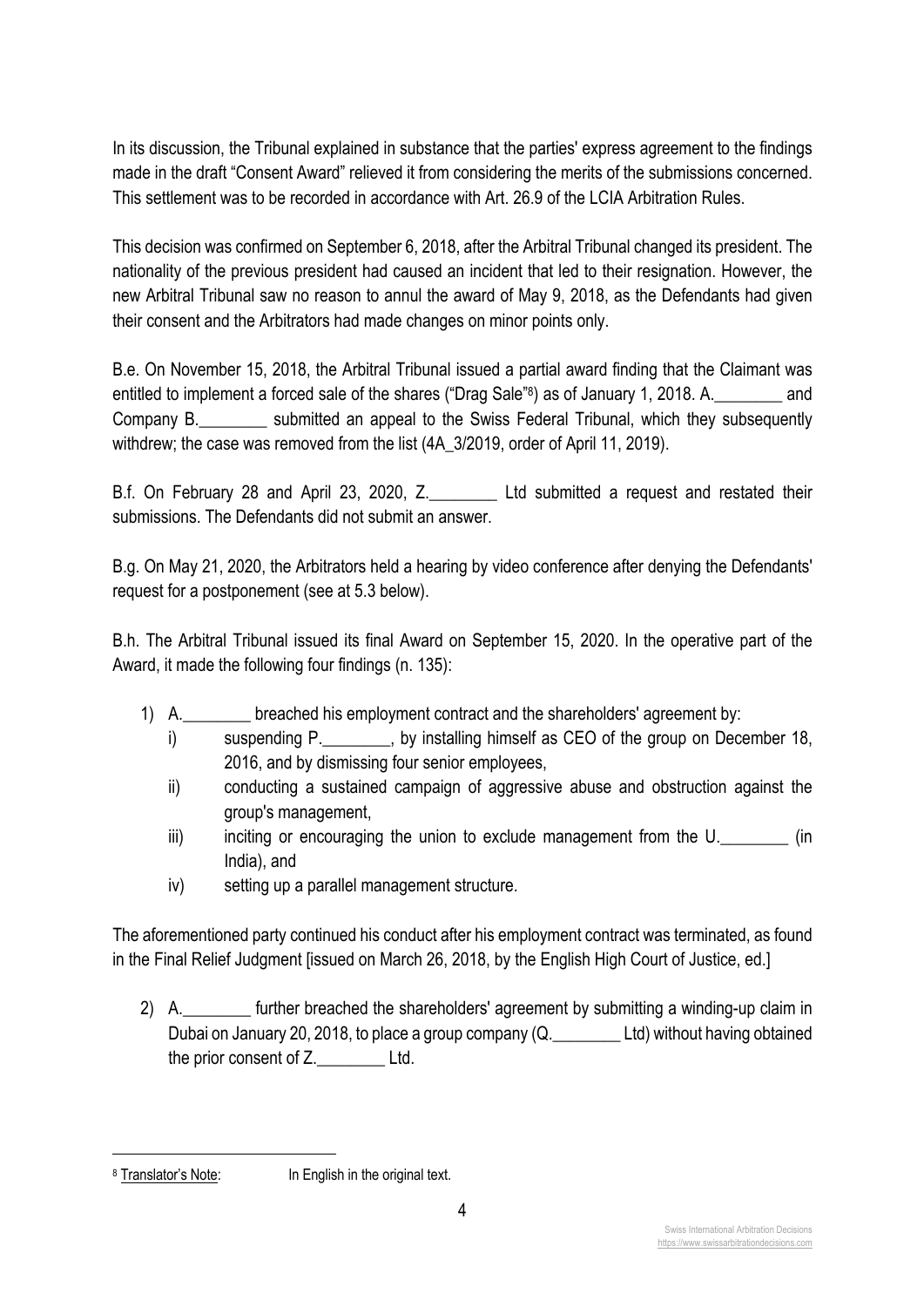In its discussion, the Tribunal explained in substance that the parties' express agreement to the findings made in the draft "Consent Award" relieved it from considering the merits of the submissions concerned. This settlement was to be recorded in accordance with Art. 26.9 of the LCIA Arbitration Rules.

This decision was confirmed on September 6, 2018, after the Arbitral Tribunal changed its president. The nationality of the previous president had caused an incident that led to their resignation. However, the new Arbitral Tribunal saw no reason to annul the award of May 9, 2018, as the Defendants had given their consent and the Arbitrators had made changes on minor points only.

B.e. On November 15, 2018, the Arbitral Tribunal issued a partial award finding that the Claimant was entitled to implement a forced sale of the shares ("Drag Sale"[8]) as of January 1, 2018. A.________ and Company B.________ submitted an appeal to the Swiss Federal Tribunal, which they subsequently withdrew; the case was removed from the list (4A_3/2019, order of April 11, 2019).

B.f. On February 28 and April 23, 2020, Z.________ Ltd submitted a request and restated their submissions. The Defendants did not submit an answer.

B.g. On May 21, 2020, the Arbitrators held a hearing by video conference after denying the Defendants' request for a postponement (see at 5.3 below).

B.h. The Arbitral Tribunal issued its final Award on September 15, 2020. In the operative part of the Award, it made the following four findings (n. 135):

1) A.________ breached his employment contract and the shareholders' agreement by:
   i) suspending P.________, by installing himself as CEO of the group on December 18, 2016, and by dismissing four senior employees,
   ii) conducting a sustained campaign of aggressive abuse and obstruction against the group's management,
   iii) inciting or encouraging the union to exclude management from the U.________ (in India), and
   iv) setting up a parallel management structure.

The aforementioned party continued his conduct after his employment contract was terminated, as found in the Final Relief Judgment [issued on March 26, 2018, by the English High Court of Justice, ed.]

2) A.________ further breached the shareholders' agreement by submitting a winding-up claim in Dubai on January 20, 2018, to place a group company (Q.________ Ltd) without having obtained the prior consent of Z.________ Ltd.

[8] Translator's Note: In English in the original text.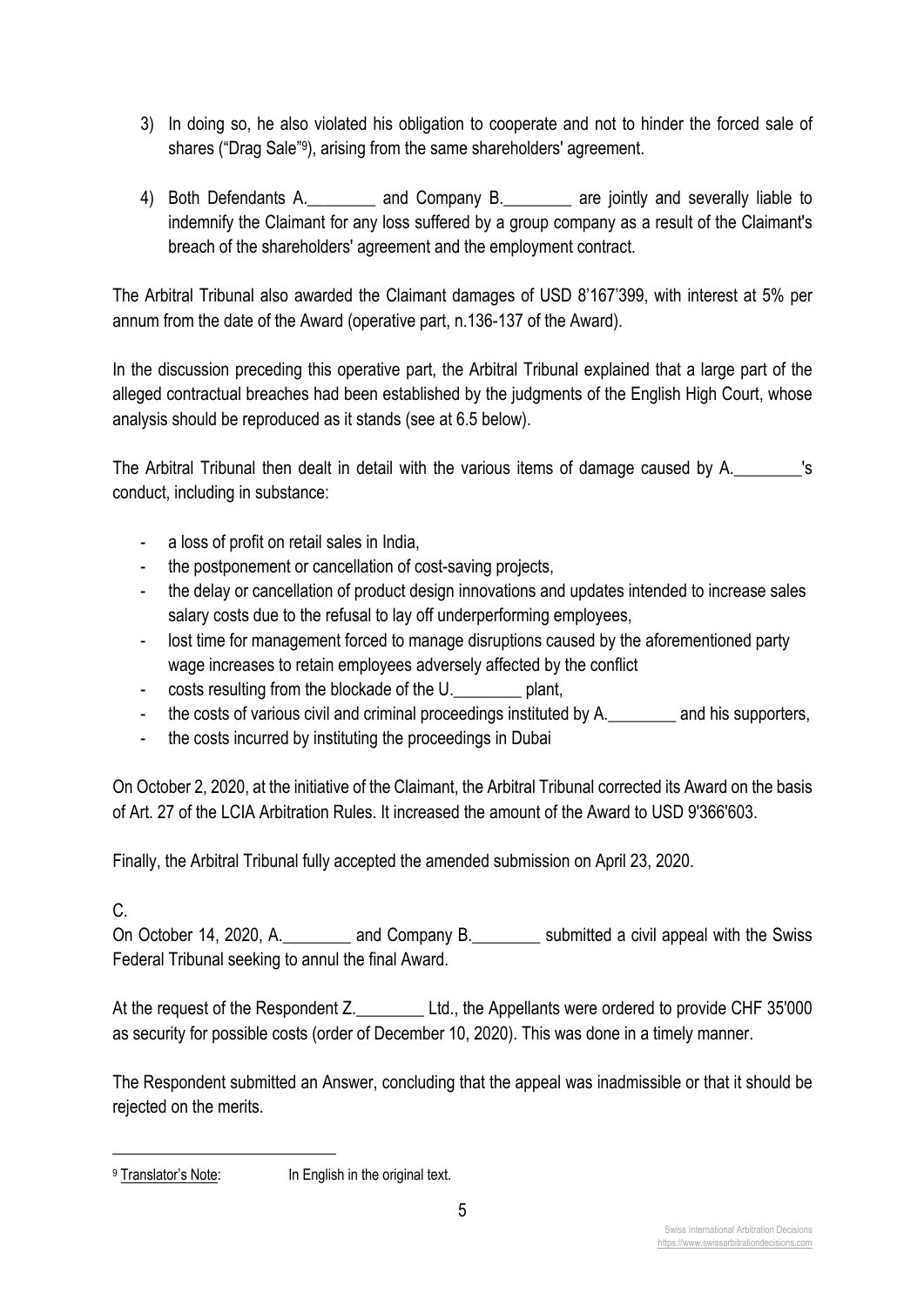3) In doing so, he also violated his obligation to cooperate and not to hinder the forced sale of shares ("Drag Sale"[9]), arising from the same shareholders' agreement.

4) Both Defendants A.________ and Company B.________ are jointly and severally liable to indemnify the Claimant for any loss suffered by a group company as a result of the Claimant's breach of the shareholders' agreement and the employment contract.

The Arbitral Tribunal also awarded the Claimant damages of USD 8'167'399, with interest at 5% per annum from the date of the Award (operative part, n.136-137 of the Award).

In the discussion preceding this operative part, the Arbitral Tribunal explained that a large part of the alleged contractual breaches had been established by the judgments of the English High Court, whose analysis should be reproduced as it stands (see at 6.5 below).

The Arbitral Tribunal then dealt in detail with the various items of damage caused by A.________'s conduct, including in substance:

- a loss of profit on retail sales in India,
- the postponement or cancellation of cost-saving projects,
- the delay or cancellation of product design innovations and updates intended to increase sales salary costs due to the refusal to lay off underperforming employees,
- lost time for management forced to manage disruptions caused by the aforementioned party wage increases to retain employees adversely affected by the conflict
- costs resulting from the blockade of the U.________ plant,
- the costs of various civil and criminal proceedings instituted by A.________ and his supporters,
- the costs incurred by instituting the proceedings in Dubai

On October 2, 2020, at the initiative of the Claimant, the Arbitral Tribunal corrected its Award on the basis of Art. 27 of the LCIA Arbitration Rules. It increased the amount of the Award to USD 9'366'603.

Finally, the Arbitral Tribunal fully accepted the amended submission on April 23, 2020.

C.

On October 14, 2020, A.________ and Company B.________ submitted a civil appeal with the Swiss Federal Tribunal seeking to annul the final Award.

At the request of the Respondent Z.________ Ltd., the Appellants were ordered to provide CHF 35'000 as security for possible costs (order of December 10, 2020). This was done in a timely manner.

The Respondent submitted an Answer, concluding that the appeal was inadmissible or that it should be rejected on the merits.

---

[9] Translator's Note: In English in the original text.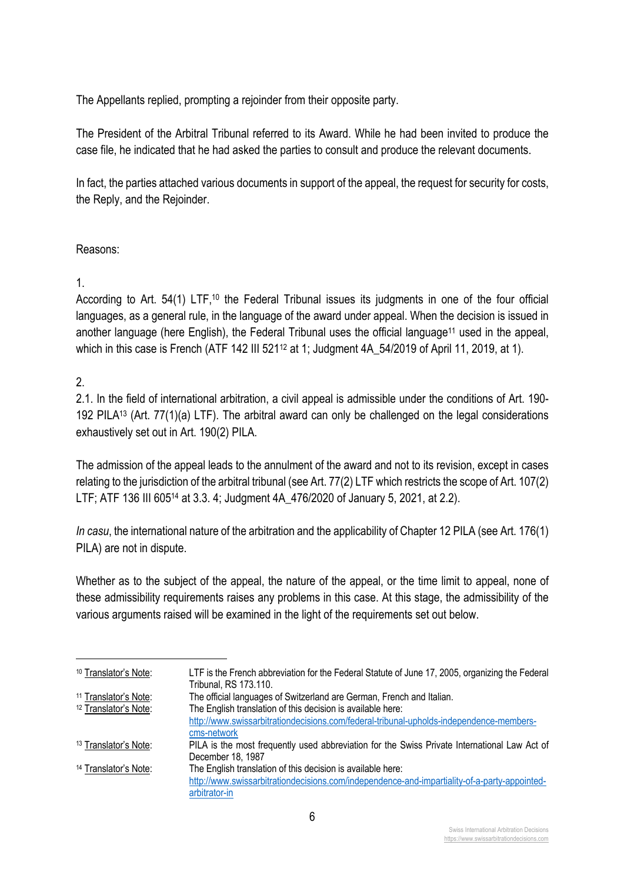The Appellants replied, prompting a rejoinder from their opposite party.

The President of the Arbitral Tribunal referred to its Award. While he had been invited to produce the case file, he indicated that he had asked the parties to consult and produce the relevant documents.

In fact, the parties attached various documents in support of the appeal, the request for security for costs, the Reply, and the Rejoinder.

Reasons:

1.

According to Art. 54(1) LTF,[10] the Federal Tribunal issues its judgments in one of the four official languages, as a general rule, in the language of the award under appeal. When the decision is issued in another language (here English), the Federal Tribunal uses the official language[11] used in the appeal, which in this case is French (ATF 142 III 521[12] at 1; Judgment 4A_54/2019 of April 11, 2019, at 1).

2.

2.1. In the field of international arbitration, a civil appeal is admissible under the conditions of Art. 190-192 PILA[13] (Art. 77(1)(a) LTF). The arbitral award can only be challenged on the legal considerations exhaustively set out in Art. 190(2) PILA.

The admission of the appeal leads to the annulment of the award and not to its revision, except in cases relating to the jurisdiction of the arbitral tribunal (see Art. 77(2) LTF which restricts the scope of Art. 107(2) LTF; ATF 136 III 605[14] at 3.3. 4; Judgment 4A_476/2020 of January 5, 2021, at 2.2).

*In casu*, the international nature of the arbitration and the applicability of Chapter 12 PILA (see Art. 176(1) PILA) are not in dispute.

Whether as to the subject of the appeal, the nature of the appeal, or the time limit to appeal, none of these admissibility requirements raises any problems in this case. At this stage, the admissibility of the various arguments raised will be examined in the light of the requirements set out below.

---

[10] Translator's Note: LTF is the French abbreviation for the Federal Statute of June 17, 2005, organizing the Federal Tribunal, RS 173.110.

[11] Translator's Note: The official languages of Switzerland are German, French and Italian.

[12] Translator's Note: The English translation of this decision is available here: http://www.swissarbitrationdecisions.com/federal-tribunal-upholds-independence-members-cms-network

[13] Translator's Note: PILA is the most frequently used abbreviation for the Swiss Private International Law Act of December 18, 1987

[14] Translator's Note: The English translation of this decision is available here: http://www.swissarbitrationdecisions.com/independence-and-impartiality-of-a-party-appointed-arbitrator-in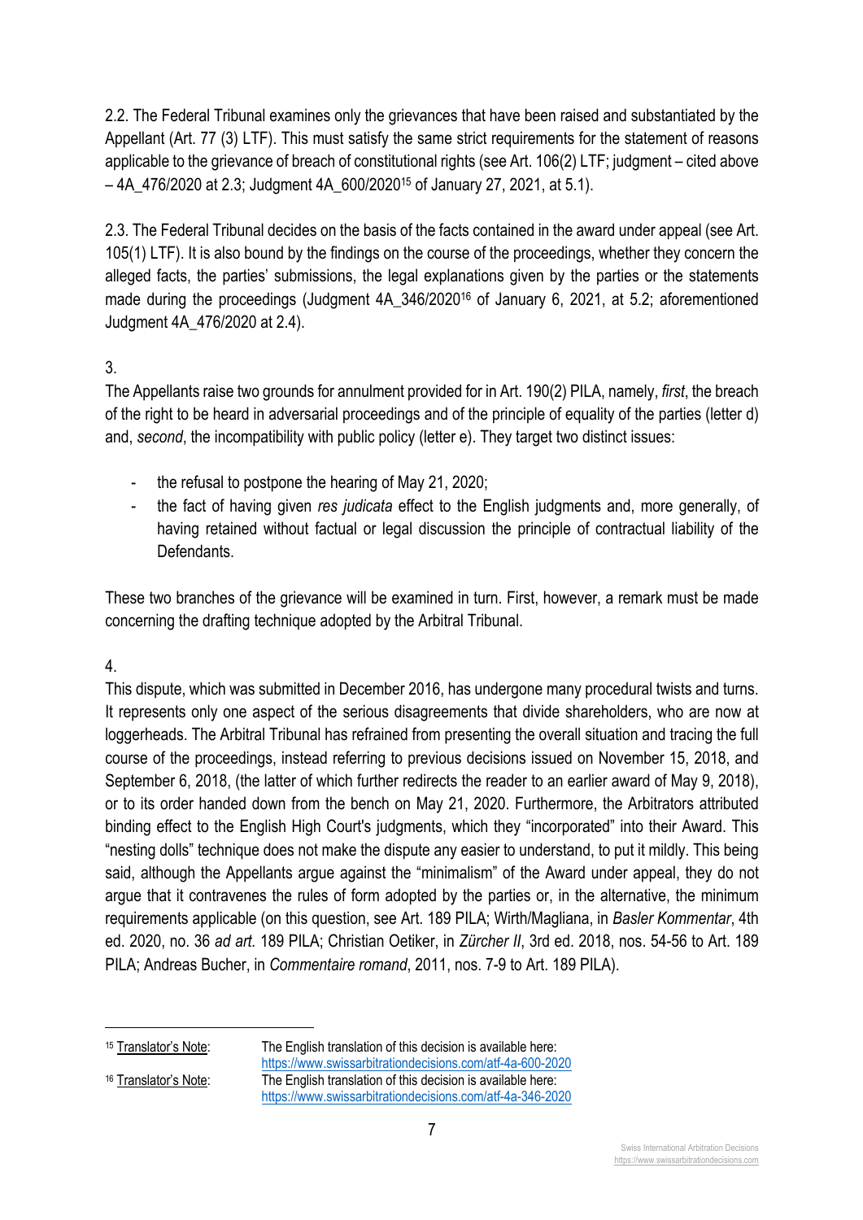2.2. The Federal Tribunal examines only the grievances that have been raised and substantiated by the Appellant (Art. 77 (3) LTF). This must satisfy the same strict requirements for the statement of reasons applicable to the grievance of breach of constitutional rights (see Art. 106(2) LTF; judgment – cited above – 4A_476/2020 at 2.3; Judgment 4A_600/2020[15] of January 27, 2021, at 5.1).

2.3. The Federal Tribunal decides on the basis of the facts contained in the award under appeal (see Art. 105(1) LTF). It is also bound by the findings on the course of the proceedings, whether they concern the alleged facts, the parties' submissions, the legal explanations given by the parties or the statements made during the proceedings (Judgment 4A_346/2020[16] of January 6, 2021, at 5.2; aforementioned Judgment 4A_476/2020 at 2.4).

3.

The Appellants raise two grounds for annulment provided for in Art. 190(2) PILA, namely, *first*, the breach of the right to be heard in adversarial proceedings and of the principle of equality of the parties (letter d) and, *second*, the incompatibility with public policy (letter e). They target two distinct issues:

- the refusal to postpone the hearing of May 21, 2020;
- the fact of having given *res judicata* effect to the English judgments and, more generally, of having retained without factual or legal discussion the principle of contractual liability of the Defendants.

These two branches of the grievance will be examined in turn. First, however, a remark must be made concerning the drafting technique adopted by the Arbitral Tribunal.

4.

This dispute, which was submitted in December 2016, has undergone many procedural twists and turns. It represents only one aspect of the serious disagreements that divide shareholders, who are now at loggerheads. The Arbitral Tribunal has refrained from presenting the overall situation and tracing the full course of the proceedings, instead referring to previous decisions issued on November 15, 2018, and September 6, 2018, (the latter of which further redirects the reader to an earlier award of May 9, 2018), or to its order handed down from the bench on May 21, 2020. Furthermore, the Arbitrators attributed binding effect to the English High Court's judgments, which they "incorporated" into their Award. This "nesting dolls" technique does not make the dispute any easier to understand, to put it mildly. This being said, although the Appellants argue against the "minimalism" of the Award under appeal, they do not argue that it contravenes the rules of form adopted by the parties or, in the alternative, the minimum requirements applicable (on this question, see Art. 189 PILA; Wirth/Magliana, in *Basler Kommentar*, 4th ed. 2020, no. 36 *ad art.* 189 PILA; Christian Oetiker, in *Zürcher II*, 3rd ed. 2018, nos. 54-56 to Art. 189 PILA; Andreas Bucher, in *Commentaire romand*, 2011, nos. 7-9 to Art. 189 PILA).

---

[15] Translator's Note: The English translation of this decision is available here: https://www.swissarbitrationdecisions.com/atf-4a-600-2020

[16] Translator's Note: The English translation of this decision is available here: https://www.swissarbitrationdecisions.com/atf-4a-346-2020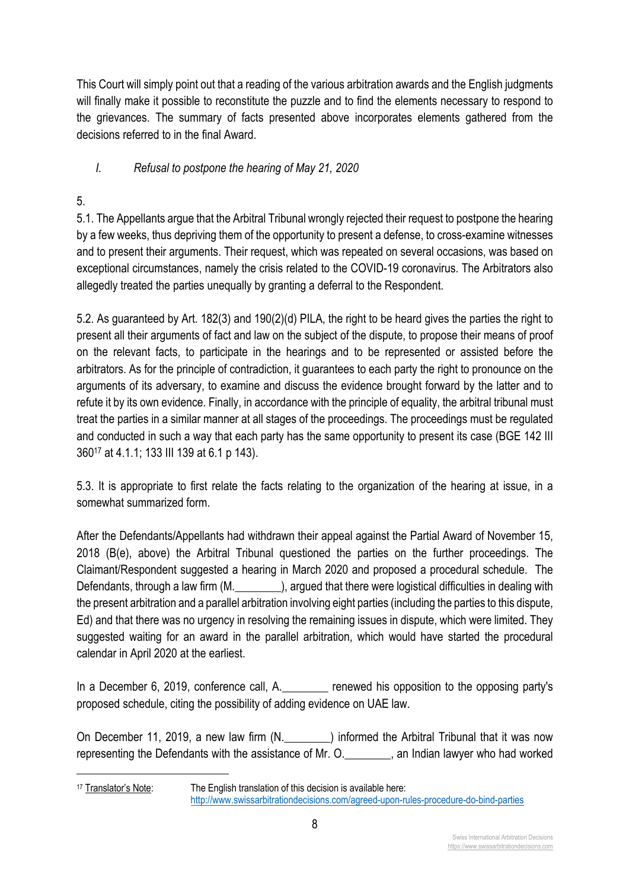This Court will simply point out that a reading of the various arbitration awards and the English judgments will finally make it possible to reconstitute the puzzle and to find the elements necessary to respond to the grievances. The summary of facts presented above incorporates elements gathered from the decisions referred to in the final Award.

## *I. Refusal to postpone the hearing of May 21, 2020*

5.

5.1. The Appellants argue that the Arbitral Tribunal wrongly rejected their request to postpone the hearing by a few weeks, thus depriving them of the opportunity to present a defense, to cross-examine witnesses and to present their arguments. Their request, which was repeated on several occasions, was based on exceptional circumstances, namely the crisis related to the COVID-19 coronavirus. The Arbitrators also allegedly treated the parties unequally by granting a deferral to the Respondent.

5.2. As guaranteed by Art. 182(3) and 190(2)(d) PILA, the right to be heard gives the parties the right to present all their arguments of fact and law on the subject of the dispute, to propose their means of proof on the relevant facts, to participate in the hearings and to be represented or assisted before the arbitrators. As for the principle of contradiction, it guarantees to each party the right to pronounce on the arguments of its adversary, to examine and discuss the evidence brought forward by the latter and to refute it by its own evidence. Finally, in accordance with the principle of equality, the arbitral tribunal must treat the parties in a similar manner at all stages of the proceedings. The proceedings must be regulated and conducted in such a way that each party has the same opportunity to present its case (BGE 142 III 360[17] at 4.1.1; 133 III 139 at 6.1 p 143).

5.3. It is appropriate to first relate the facts relating to the organization of the hearing at issue, in a somewhat summarized form.

After the Defendants/Appellants had withdrawn their appeal against the Partial Award of November 15, 2018 (B(e), above) the Arbitral Tribunal questioned the parties on the further proceedings. The Claimant/Respondent suggested a hearing in March 2020 and proposed a procedural schedule. The Defendants, through a law firm (M.________), argued that there were logistical difficulties in dealing with the present arbitration and a parallel arbitration involving eight parties (including the parties to this dispute, Ed) and that there was no urgency in resolving the remaining issues in dispute, which were limited. They suggested waiting for an award in the parallel arbitration, which would have started the procedural calendar in April 2020 at the earliest.

In a December 6, 2019, conference call, A.________ renewed his opposition to the opposing party's proposed schedule, citing the possibility of adding evidence on UAE law.

On December 11, 2019, a new law firm (N.________) informed the Arbitral Tribunal that it was now representing the Defendants with the assistance of Mr. O.________, an Indian lawyer who had worked

[17] Translator's Note: The English translation of this decision is available here: http://www.swissarbitrationdecisions.com/agreed-upon-rules-procedure-do-bind-parties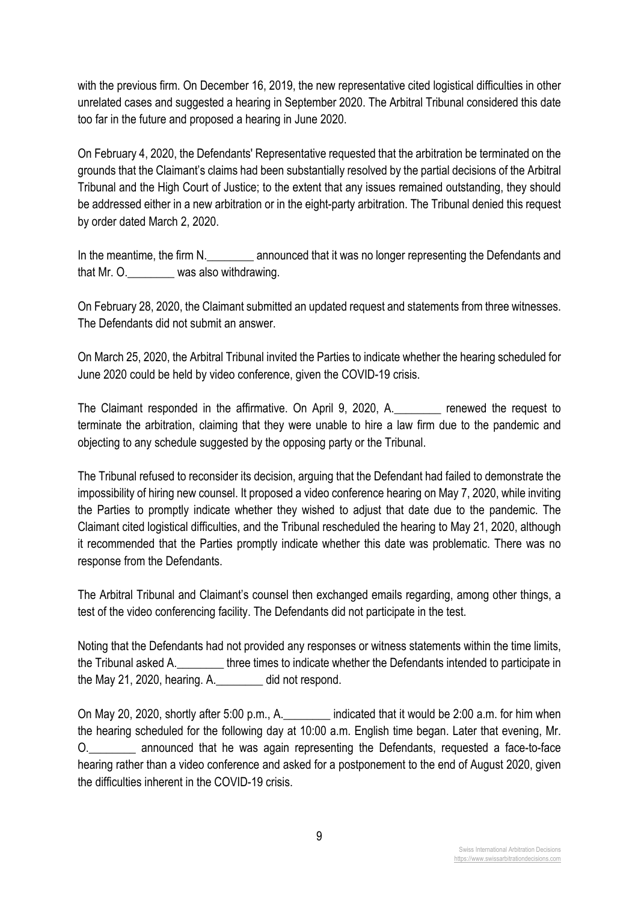with the previous firm. On December 16, 2019, the new representative cited logistical difficulties in other unrelated cases and suggested a hearing in September 2020. The Arbitral Tribunal considered this date too far in the future and proposed a hearing in June 2020.

On February 4, 2020, the Defendants' Representative requested that the arbitration be terminated on the grounds that the Claimant's claims had been substantially resolved by the partial decisions of the Arbitral Tribunal and the High Court of Justice; to the extent that any issues remained outstanding, they should be addressed either in a new arbitration or in the eight-party arbitration. The Tribunal denied this request by order dated March 2, 2020.

In the meantime, the firm N.________ announced that it was no longer representing the Defendants and that Mr. O.________ was also withdrawing.

On February 28, 2020, the Claimant submitted an updated request and statements from three witnesses. The Defendants did not submit an answer.

On March 25, 2020, the Arbitral Tribunal invited the Parties to indicate whether the hearing scheduled for June 2020 could be held by video conference, given the COVID-19 crisis.

The Claimant responded in the affirmative. On April 9, 2020, A.________ renewed the request to terminate the arbitration, claiming that they were unable to hire a law firm due to the pandemic and objecting to any schedule suggested by the opposing party or the Tribunal.

The Tribunal refused to reconsider its decision, arguing that the Defendant had failed to demonstrate the impossibility of hiring new counsel. It proposed a video conference hearing on May 7, 2020, while inviting the Parties to promptly indicate whether they wished to adjust that date due to the pandemic. The Claimant cited logistical difficulties, and the Tribunal rescheduled the hearing to May 21, 2020, although it recommended that the Parties promptly indicate whether this date was problematic. There was no response from the Defendants.

The Arbitral Tribunal and Claimant's counsel then exchanged emails regarding, among other things, a test of the video conferencing facility. The Defendants did not participate in the test.

Noting that the Defendants had not provided any responses or witness statements within the time limits, the Tribunal asked A.________ three times to indicate whether the Defendants intended to participate in the May 21, 2020, hearing. A.________ did not respond.

On May 20, 2020, shortly after 5:00 p.m., A.________ indicated that it would be 2:00 a.m. for him when the hearing scheduled for the following day at 10:00 a.m. English time began. Later that evening, Mr. O.________ announced that he was again representing the Defendants, requested a face-to-face hearing rather than a video conference and asked for a postponement to the end of August 2020, given the difficulties inherent in the COVID-19 crisis.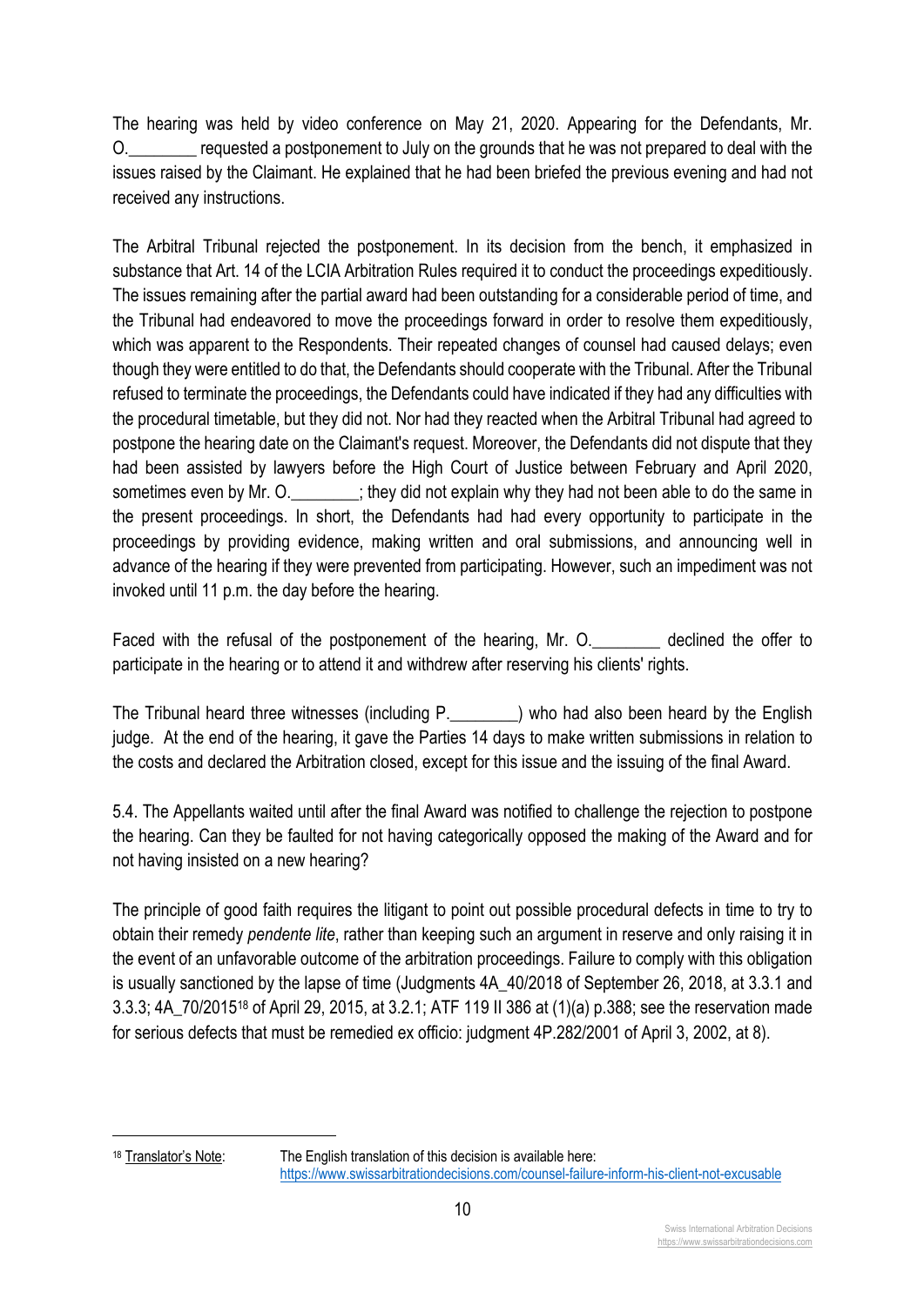The hearing was held by video conference on May 21, 2020. Appearing for the Defendants, Mr. O.________ requested a postponement to July on the grounds that he was not prepared to deal with the issues raised by the Claimant. He explained that he had been briefed the previous evening and had not received any instructions.

The Arbitral Tribunal rejected the postponement. In its decision from the bench, it emphasized in substance that Art. 14 of the LCIA Arbitration Rules required it to conduct the proceedings expeditiously. The issues remaining after the partial award had been outstanding for a considerable period of time, and the Tribunal had endeavored to move the proceedings forward in order to resolve them expeditiously, which was apparent to the Respondents. Their repeated changes of counsel had caused delays; even though they were entitled to do that, the Defendants should cooperate with the Tribunal. After the Tribunal refused to terminate the proceedings, the Defendants could have indicated if they had any difficulties with the procedural timetable, but they did not. Nor had they reacted when the Arbitral Tribunal had agreed to postpone the hearing date on the Claimant's request. Moreover, the Defendants did not dispute that they had been assisted by lawyers before the High Court of Justice between February and April 2020, sometimes even by Mr. O.________; they did not explain why they had not been able to do the same in the present proceedings. In short, the Defendants had had every opportunity to participate in the proceedings by providing evidence, making written and oral submissions, and announcing well in advance of the hearing if they were prevented from participating. However, such an impediment was not invoked until 11 p.m. the day before the hearing.

Faced with the refusal of the postponement of the hearing, Mr. O.________ declined the offer to participate in the hearing or to attend it and withdrew after reserving his clients' rights.

The Tribunal heard three witnesses (including P.________) who had also been heard by the English judge. At the end of the hearing, it gave the Parties 14 days to make written submissions in relation to the costs and declared the Arbitration closed, except for this issue and the issuing of the final Award.

5.4. The Appellants waited until after the final Award was notified to challenge the rejection to postpone the hearing. Can they be faulted for not having categorically opposed the making of the Award and for not having insisted on a new hearing?

The principle of good faith requires the litigant to point out possible procedural defects in time to try to obtain their remedy *pendente lite*, rather than keeping such an argument in reserve and only raising it in the event of an unfavorable outcome of the arbitration proceedings. Failure to comply with this obligation is usually sanctioned by the lapse of time (Judgments 4A_40/2018 of September 26, 2018, at 3.3.1 and 3.3.3; 4A_70/2015[18] of April 29, 2015, at 3.2.1; ATF 119 II 386 at (1)(a) p.388; see the reservation made for serious defects that must be remedied ex officio: judgment 4P.282/2001 of April 3, 2002, at 8).

---

[18] Translator's Note: The English translation of this decision is available here: https://www.swissarbitrationdecisions.com/counsel-failure-inform-his-client-not-excusable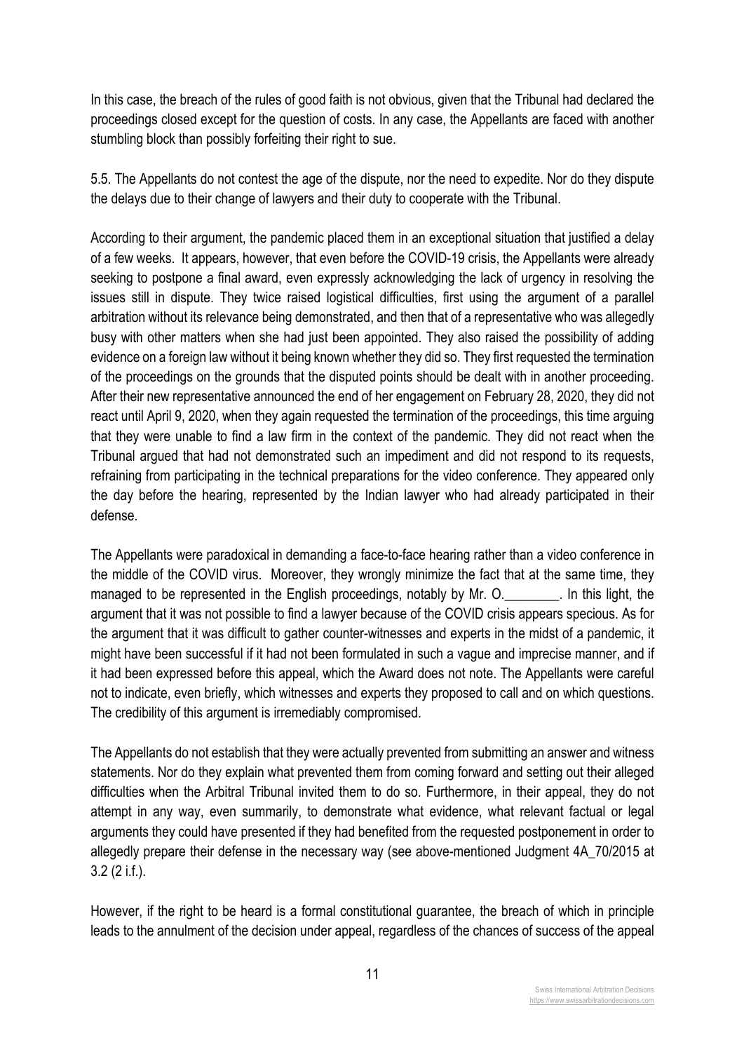In this case, the breach of the rules of good faith is not obvious, given that the Tribunal had declared the proceedings closed except for the question of costs. In any case, the Appellants are faced with another stumbling block than possibly forfeiting their right to sue.

5.5. The Appellants do not contest the age of the dispute, nor the need to expedite. Nor do they dispute the delays due to their change of lawyers and their duty to cooperate with the Tribunal.

According to their argument, the pandemic placed them in an exceptional situation that justified a delay of a few weeks. It appears, however, that even before the COVID-19 crisis, the Appellants were already seeking to postpone a final award, even expressly acknowledging the lack of urgency in resolving the issues still in dispute. They twice raised logistical difficulties, first using the argument of a parallel arbitration without its relevance being demonstrated, and then that of a representative who was allegedly busy with other matters when she had just been appointed. They also raised the possibility of adding evidence on a foreign law without it being known whether they did so. They first requested the termination of the proceedings on the grounds that the disputed points should be dealt with in another proceeding. After their new representative announced the end of her engagement on February 28, 2020, they did not react until April 9, 2020, when they again requested the termination of the proceedings, this time arguing that they were unable to find a law firm in the context of the pandemic. They did not react when the Tribunal argued that had not demonstrated such an impediment and did not respond to its requests, refraining from participating in the technical preparations for the video conference. They appeared only the day before the hearing, represented by the Indian lawyer who had already participated in their defense.

The Appellants were paradoxical in demanding a face-to-face hearing rather than a video conference in the middle of the COVID virus. Moreover, they wrongly minimize the fact that at the same time, they managed to be represented in the English proceedings, notably by Mr. O.________. In this light, the argument that it was not possible to find a lawyer because of the COVID crisis appears specious. As for the argument that it was difficult to gather counter-witnesses and experts in the midst of a pandemic, it might have been successful if it had not been formulated in such a vague and imprecise manner, and if it had been expressed before this appeal, which the Award does not note. The Appellants were careful not to indicate, even briefly, which witnesses and experts they proposed to call and on which questions. The credibility of this argument is irremediably compromised.

The Appellants do not establish that they were actually prevented from submitting an answer and witness statements. Nor do they explain what prevented them from coming forward and setting out their alleged difficulties when the Arbitral Tribunal invited them to do so. Furthermore, in their appeal, they do not attempt in any way, even summarily, to demonstrate what evidence, what relevant factual or legal arguments they could have presented if they had benefited from the requested postponement in order to allegedly prepare their defense in the necessary way (see above-mentioned Judgment 4A_70/2015 at 3.2 (2 i.f.).

However, if the right to be heard is a formal constitutional guarantee, the breach of which in principle leads to the annulment of the decision under appeal, regardless of the chances of success of the appeal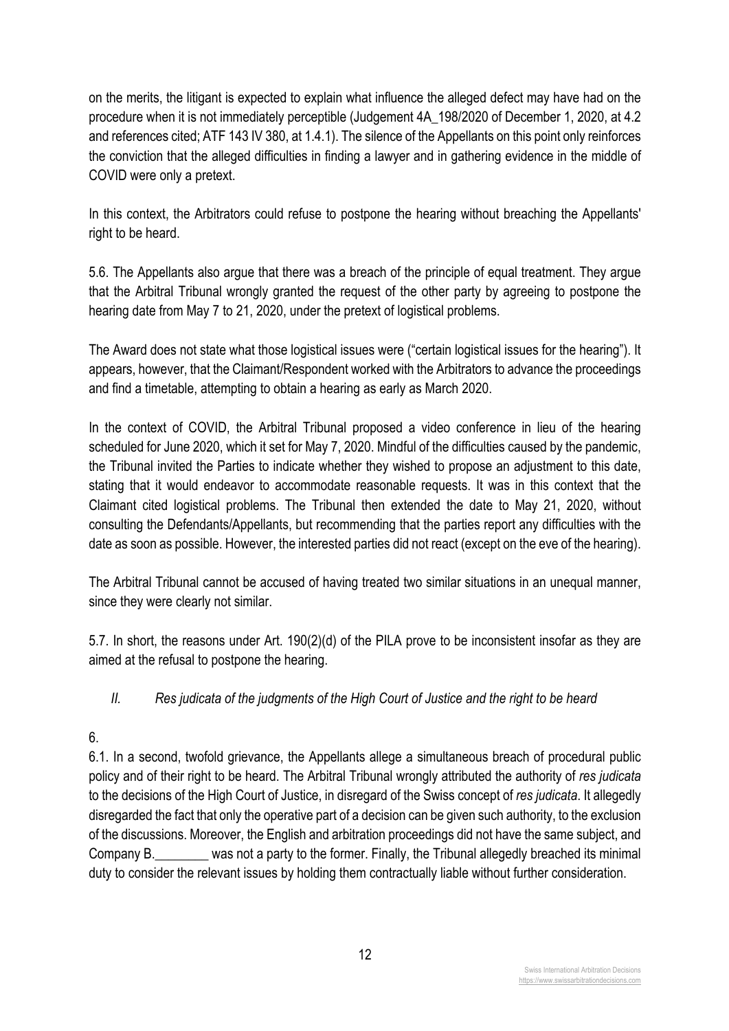on the merits, the litigant is expected to explain what influence the alleged defect may have had on the procedure when it is not immediately perceptible (Judgement 4A_198/2020 of December 1, 2020, at 4.2 and references cited; ATF 143 IV 380, at 1.4.1). The silence of the Appellants on this point only reinforces the conviction that the alleged difficulties in finding a lawyer and in gathering evidence in the middle of COVID were only a pretext.

In this context, the Arbitrators could refuse to postpone the hearing without breaching the Appellants' right to be heard.

5.6. The Appellants also argue that there was a breach of the principle of equal treatment. They argue that the Arbitral Tribunal wrongly granted the request of the other party by agreeing to postpone the hearing date from May 7 to 21, 2020, under the pretext of logistical problems.

The Award does not state what those logistical issues were ("certain logistical issues for the hearing"). It appears, however, that the Claimant/Respondent worked with the Arbitrators to advance the proceedings and find a timetable, attempting to obtain a hearing as early as March 2020.

In the context of COVID, the Arbitral Tribunal proposed a video conference in lieu of the hearing scheduled for June 2020, which it set for May 7, 2020. Mindful of the difficulties caused by the pandemic, the Tribunal invited the Parties to indicate whether they wished to propose an adjustment to this date, stating that it would endeavor to accommodate reasonable requests. It was in this context that the Claimant cited logistical problems. The Tribunal then extended the date to May 21, 2020, without consulting the Defendants/Appellants, but recommending that the parties report any difficulties with the date as soon as possible. However, the interested parties did not react (except on the eve of the hearing).

The Arbitral Tribunal cannot be accused of having treated two similar situations in an unequal manner, since they were clearly not similar.

5.7. In short, the reasons under Art. 190(2)(d) of the PILA prove to be inconsistent insofar as they are aimed at the refusal to postpone the hearing.

## *II. Res judicata of the judgments of the High Court of Justice and the right to be heard*

6.

6.1. In a second, twofold grievance, the Appellants allege a simultaneous breach of procedural public policy and of their right to be heard. The Arbitral Tribunal wrongly attributed the authority of *res judicata* to the decisions of the High Court of Justice, in disregard of the Swiss concept of *res judicata*. It allegedly disregarded the fact that only the operative part of a decision can be given such authority, to the exclusion of the discussions. Moreover, the English and arbitration proceedings did not have the same subject, and Company B.________ was not a party to the former. Finally, the Tribunal allegedly breached its minimal duty to consider the relevant issues by holding them contractually liable without further consideration.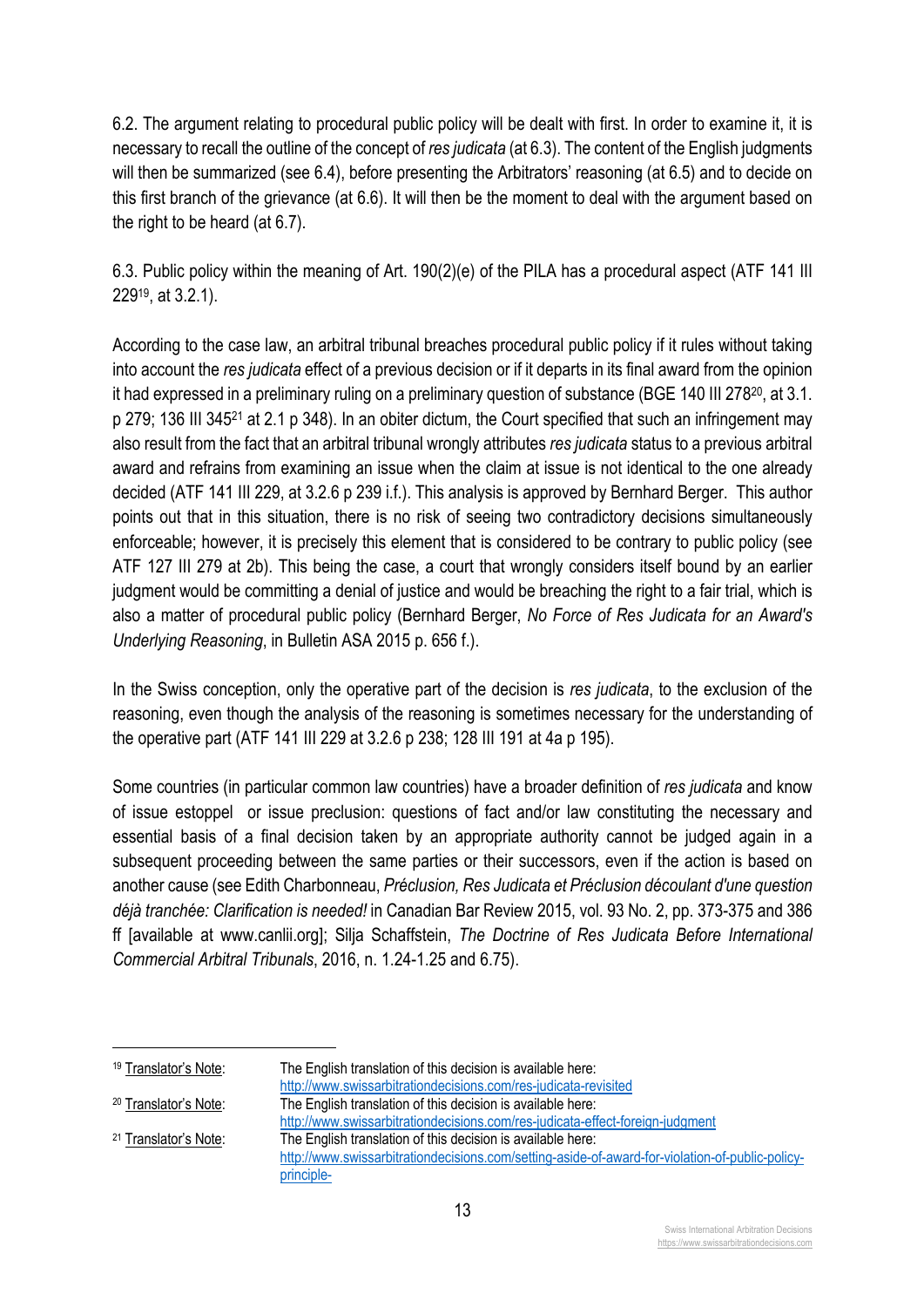6.2. The argument relating to procedural public policy will be dealt with first. In order to examine it, it is necessary to recall the outline of the concept of *res judicata* (at 6.3). The content of the English judgments will then be summarized (see 6.4), before presenting the Arbitrators' reasoning (at 6.5) and to decide on this first branch of the grievance (at 6.6). It will then be the moment to deal with the argument based on the right to be heard (at 6.7).

6.3. Public policy within the meaning of Art. 190(2)(e) of the PILA has a procedural aspect (ATF 141 III 229[19], at 3.2.1).

According to the case law, an arbitral tribunal breaches procedural public policy if it rules without taking into account the *res judicata* effect of a previous decision or if it departs in its final award from the opinion it had expressed in a preliminary ruling on a preliminary question of substance (BGE 140 III 278[20], at 3.1. p 279; 136 III 345[21] at 2.1 p 348). In an obiter dictum, the Court specified that such an infringement may also result from the fact that an arbitral tribunal wrongly attributes *res judicata* status to a previous arbitral award and refrains from examining an issue when the claim at issue is not identical to the one already decided (ATF 141 III 229, at 3.2.6 p 239 i.f.). This analysis is approved by Bernhard Berger. This author points out that in this situation, there is no risk of seeing two contradictory decisions simultaneously enforceable; however, it is precisely this element that is considered to be contrary to public policy (see ATF 127 III 279 at 2b). This being the case, a court that wrongly considers itself bound by an earlier judgment would be committing a denial of justice and would be breaching the right to a fair trial, which is also a matter of procedural public policy (Bernhard Berger, *No Force of Res Judicata for an Award's Underlying Reasoning*, in Bulletin ASA 2015 p. 656 f.).

In the Swiss conception, only the operative part of the decision is *res judicata*, to the exclusion of the reasoning, even though the analysis of the reasoning is sometimes necessary for the understanding of the operative part (ATF 141 III 229 at 3.2.6 p 238; 128 III 191 at 4a p 195).

Some countries (in particular common law countries) have a broader definition of *res judicata* and know of issue estoppel or issue preclusion: questions of fact and/or law constituting the necessary and essential basis of a final decision taken by an appropriate authority cannot be judged again in a subsequent proceeding between the same parties or their successors, even if the action is based on another cause (see Edith Charbonneau, *Préclusion, Res Judicata et Préclusion découlant d'une question déjà tranchée: Clarification is needed!* in Canadian Bar Review 2015, vol. 93 No. 2, pp. 373-375 and 386 ff [available at www.canlii.org]; Silja Schaffstein, *The Doctrine of Res Judicata Before International Commercial Arbitral Tribunals*, 2016, n. 1.24-1.25 and 6.75).

---

[19] Translator's Note: The English translation of this decision is available here: http://www.swissarbitrationdecisions.com/res-judicata-revisited

[20] Translator's Note: The English translation of this decision is available here: http://www.swissarbitrationdecisions.com/res-judicata-effect-foreign-judgment

[21] Translator's Note: The English translation of this decision is available here: http://www.swissarbitrationdecisions.com/setting-aside-of-award-for-violation-of-public-policy-principle-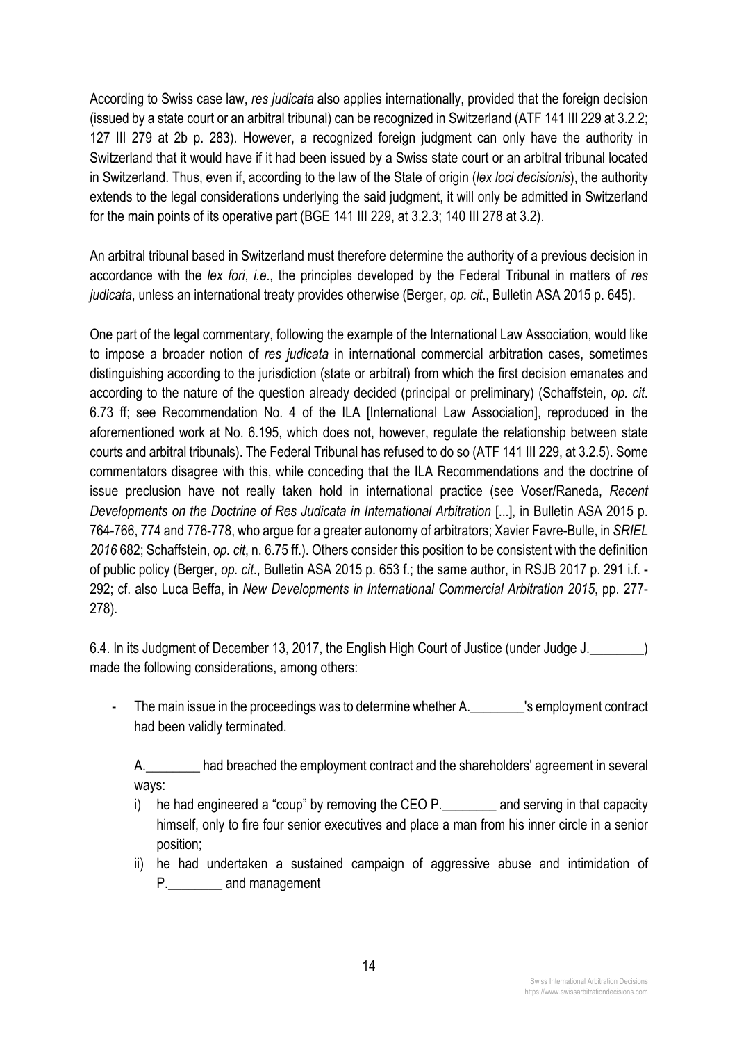According to Swiss case law, *res judicata* also applies internationally, provided that the foreign decision (issued by a state court or an arbitral tribunal) can be recognized in Switzerland (ATF 141 III 229 at 3.2.2; 127 III 279 at 2b p. 283). However, a recognized foreign judgment can only have the authority in Switzerland that it would have if it had been issued by a Swiss state court or an arbitral tribunal located in Switzerland. Thus, even if, according to the law of the State of origin (*lex loci decisionis*), the authority extends to the legal considerations underlying the said judgment, it will only be admitted in Switzerland for the main points of its operative part (BGE 141 III 229, at 3.2.3; 140 III 278 at 3.2).

An arbitral tribunal based in Switzerland must therefore determine the authority of a previous decision in accordance with the *lex fori*, *i.e*., the principles developed by the Federal Tribunal in matters of *res judicata*, unless an international treaty provides otherwise (Berger, *op. cit*., Bulletin ASA 2015 p. 645).

One part of the legal commentary, following the example of the International Law Association, would like to impose a broader notion of *res judicata* in international commercial arbitration cases, sometimes distinguishing according to the jurisdiction (state or arbitral) from which the first decision emanates and according to the nature of the question already decided (principal or preliminary) (Schaffstein, *op. cit*. 6.73 ff; see Recommendation No. 4 of the ILA [International Law Association], reproduced in the aforementioned work at No. 6.195, which does not, however, regulate the relationship between state courts and arbitral tribunals). The Federal Tribunal has refused to do so (ATF 141 III 229, at 3.2.5). Some commentators disagree with this, while conceding that the ILA Recommendations and the doctrine of issue preclusion have not really taken hold in international practice (see Voser/Raneda, *Recent Developments on the Doctrine of Res Judicata in International Arbitration* [...], in Bulletin ASA 2015 p. 764-766, 774 and 776-778, who argue for a greater autonomy of arbitrators; Xavier Favre-Bulle, in *SRIEL 2016* 682; Schaffstein, *op. cit*, n. 6.75 ff.). Others consider this position to be consistent with the definition of public policy (Berger, *op. cit*., Bulletin ASA 2015 p. 653 f.; the same author, in RSJB 2017 p. 291 i.f. - 292; cf. also Luca Beffa, in *New Developments in International Commercial Arbitration 2015*, pp. 277-278).

6.4. In its Judgment of December 13, 2017, the English High Court of Justice (under Judge J.________) made the following considerations, among others:

- The main issue in the proceedings was to determine whether A.________'s employment contract had been validly terminated.

  A.________ had breached the employment contract and the shareholders' agreement in several ways:

  i) he had engineered a "coup" by removing the CEO P.________ and serving in that capacity himself, only to fire four senior executives and place a man from his inner circle in a senior position;
  ii) he had undertaken a sustained campaign of aggressive abuse and intimidation of P.________ and management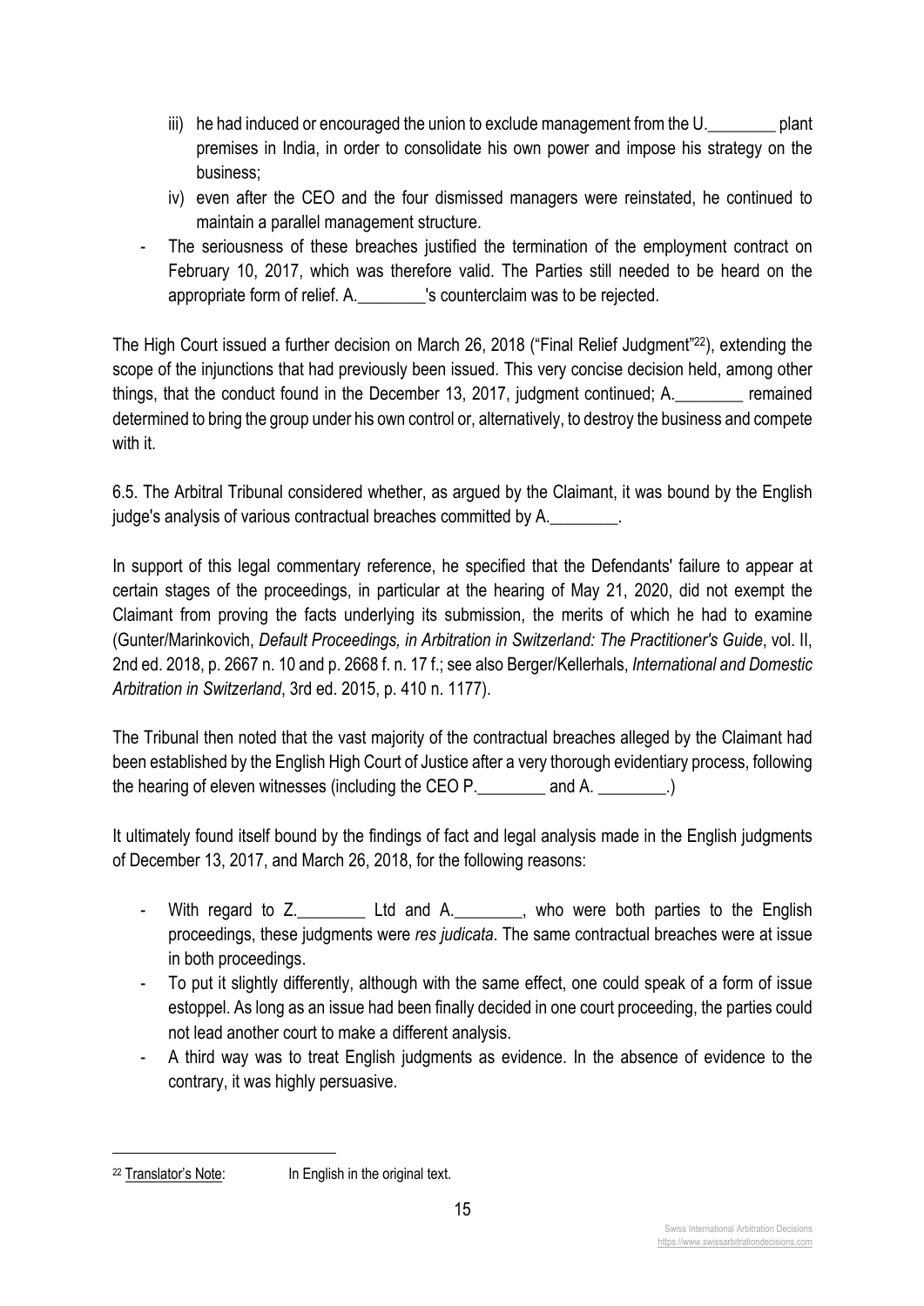iii) he had induced or encouraged the union to exclude management from the U.________ plant premises in India, in order to consolidate his own power and impose his strategy on the business;

iv) even after the CEO and the four dismissed managers were reinstated, he continued to maintain a parallel management structure.

- The seriousness of these breaches justified the termination of the employment contract on February 10, 2017, which was therefore valid. The Parties still needed to be heard on the appropriate form of relief. A.________'s counterclaim was to be rejected.

The High Court issued a further decision on March 26, 2018 ("Final Relief Judgment"[22]), extending the scope of the injunctions that had previously been issued. This very concise decision held, among other things, that the conduct found in the December 13, 2017, judgment continued; A.________ remained determined to bring the group under his own control or, alternatively, to destroy the business and compete with it.

6.5. The Arbitral Tribunal considered whether, as argued by the Claimant, it was bound by the English judge's analysis of various contractual breaches committed by A.________.

In support of this legal commentary reference, he specified that the Defendants' failure to appear at certain stages of the proceedings, in particular at the hearing of May 21, 2020, did not exempt the Claimant from proving the facts underlying its submission, the merits of which he had to examine (Gunter/Marinkovich, *Default Proceedings, in Arbitration in Switzerland: The Practitioner's Guide*, vol. II, 2nd ed. 2018, p. 2667 n. 10 and p. 2668 f. n. 17 f.; see also Berger/Kellerhals, *International and Domestic Arbitration in Switzerland*, 3rd ed. 2015, p. 410 n. 1177).

The Tribunal then noted that the vast majority of the contractual breaches alleged by the Claimant had been established by the English High Court of Justice after a very thorough evidentiary process, following the hearing of eleven witnesses (including the CEO P.________ and A. ________.)

It ultimately found itself bound by the findings of fact and legal analysis made in the English judgments of December 13, 2017, and March 26, 2018, for the following reasons:

- With regard to Z.________ Ltd and A.________, who were both parties to the English proceedings, these judgments were *res judicata*. The same contractual breaches were at issue in both proceedings.
- To put it slightly differently, although with the same effect, one could speak of a form of issue estoppel. As long as an issue had been finally decided in one court proceeding, the parties could not lead another court to make a different analysis.
- A third way was to treat English judgments as evidence. In the absence of evidence to the contrary, it was highly persuasive.

---

[22] Translator's Note: In English in the original text.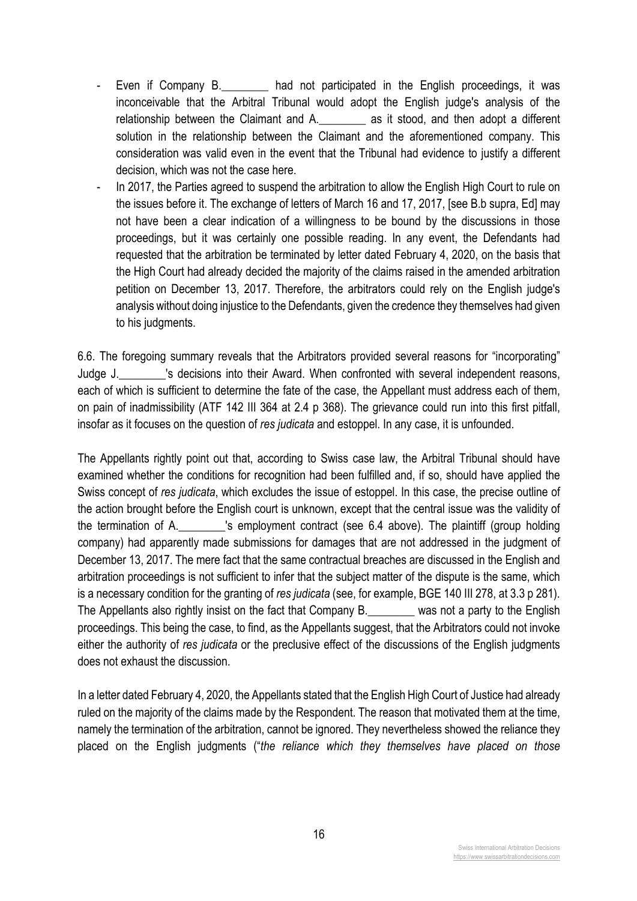- Even if Company B.________ had not participated in the English proceedings, it was inconceivable that the Arbitral Tribunal would adopt the English judge's analysis of the relationship between the Claimant and A.________ as it stood, and then adopt a different solution in the relationship between the Claimant and the aforementioned company. This consideration was valid even in the event that the Tribunal had evidence to justify a different decision, which was not the case here.
- In 2017, the Parties agreed to suspend the arbitration to allow the English High Court to rule on the issues before it. The exchange of letters of March 16 and 17, 2017, [see B.b supra, Ed] may not have been a clear indication of a willingness to be bound by the discussions in those proceedings, but it was certainly one possible reading. In any event, the Defendants had requested that the arbitration be terminated by letter dated February 4, 2020, on the basis that the High Court had already decided the majority of the claims raised in the amended arbitration petition on December 13, 2017. Therefore, the arbitrators could rely on the English judge's analysis without doing injustice to the Defendants, given the credence they themselves had given to his judgments.

6.6. The foregoing summary reveals that the Arbitrators provided several reasons for "incorporating" Judge J.________'s decisions into their Award. When confronted with several independent reasons, each of which is sufficient to determine the fate of the case, the Appellant must address each of them, on pain of inadmissibility (ATF 142 III 364 at 2.4 p 368). The grievance could run into this first pitfall, insofar as it focuses on the question of *res judicata* and estoppel. In any case, it is unfounded.

The Appellants rightly point out that, according to Swiss case law, the Arbitral Tribunal should have examined whether the conditions for recognition had been fulfilled and, if so, should have applied the Swiss concept of *res judicata*, which excludes the issue of estoppel. In this case, the precise outline of the action brought before the English court is unknown, except that the central issue was the validity of the termination of A.________'s employment contract (see 6.4 above). The plaintiff (group holding company) had apparently made submissions for damages that are not addressed in the judgment of December 13, 2017. The mere fact that the same contractual breaches are discussed in the English and arbitration proceedings is not sufficient to infer that the subject matter of the dispute is the same, which is a necessary condition for the granting of *res judicata* (see, for example, BGE 140 III 278, at 3.3 p 281). The Appellants also rightly insist on the fact that Company B.________ was not a party to the English proceedings. This being the case, to find, as the Appellants suggest, that the Arbitrators could not invoke either the authority of *res judicata* or the preclusive effect of the discussions of the English judgments does not exhaust the discussion.

In a letter dated February 4, 2020, the Appellants stated that the English High Court of Justice had already ruled on the majority of the claims made by the Respondent. The reason that motivated them at the time, namely the termination of the arbitration, cannot be ignored. They nevertheless showed the reliance they placed on the English judgments ("*the reliance which they themselves have placed on those*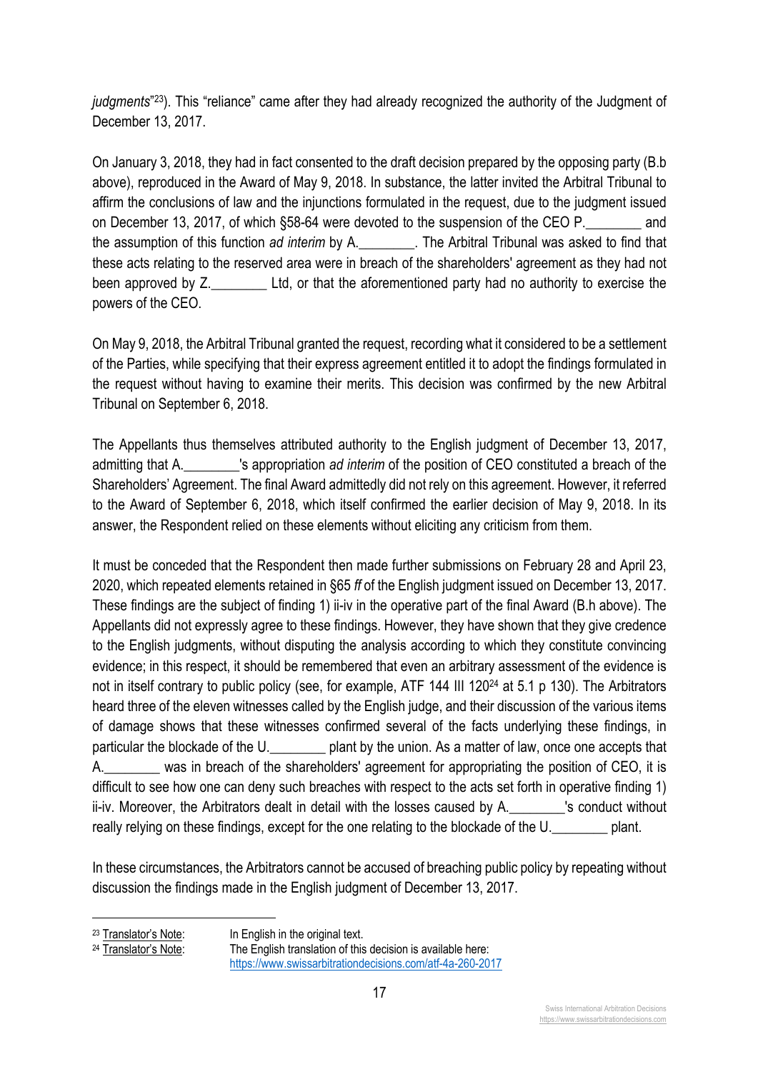*judgments*"[23]). This "reliance" came after they had already recognized the authority of the Judgment of December 13, 2017.

On January 3, 2018, they had in fact consented to the draft decision prepared by the opposing party (B.b above), reproduced in the Award of May 9, 2018. In substance, the latter invited the Arbitral Tribunal to affirm the conclusions of law and the injunctions formulated in the request, due to the judgment issued on December 13, 2017, of which §58-64 were devoted to the suspension of the CEO P.________ and the assumption of this function *ad interim* by A.________. The Arbitral Tribunal was asked to find that these acts relating to the reserved area were in breach of the shareholders' agreement as they had not been approved by Z.________ Ltd, or that the aforementioned party had no authority to exercise the powers of the CEO.

On May 9, 2018, the Arbitral Tribunal granted the request, recording what it considered to be a settlement of the Parties, while specifying that their express agreement entitled it to adopt the findings formulated in the request without having to examine their merits. This decision was confirmed by the new Arbitral Tribunal on September 6, 2018.

The Appellants thus themselves attributed authority to the English judgment of December 13, 2017, admitting that A.________'s appropriation *ad interim* of the position of CEO constituted a breach of the Shareholders' Agreement. The final Award admittedly did not rely on this agreement. However, it referred to the Award of September 6, 2018, which itself confirmed the earlier decision of May 9, 2018. In its answer, the Respondent relied on these elements without eliciting any criticism from them.

It must be conceded that the Respondent then made further submissions on February 28 and April 23, 2020, which repeated elements retained in §65 *ff* of the English judgment issued on December 13, 2017. These findings are the subject of finding 1) ii-iv in the operative part of the final Award (B.h above). The Appellants did not expressly agree to these findings. However, they have shown that they give credence to the English judgments, without disputing the analysis according to which they constitute convincing evidence; in this respect, it should be remembered that even an arbitrary assessment of the evidence is not in itself contrary to public policy (see, for example, ATF 144 III 120[24] at 5.1 p 130). The Arbitrators heard three of the eleven witnesses called by the English judge, and their discussion of the various items of damage shows that these witnesses confirmed several of the facts underlying these findings, in particular the blockade of the U.________ plant by the union. As a matter of law, once one accepts that A.________ was in breach of the shareholders' agreement for appropriating the position of CEO, it is difficult to see how one can deny such breaches with respect to the acts set forth in operative finding 1) ii-iv. Moreover, the Arbitrators dealt in detail with the losses caused by A.________'s conduct without really relying on these findings, except for the one relating to the blockade of the U.________ plant.

In these circumstances, the Arbitrators cannot be accused of breaching public policy by repeating without discussion the findings made in the English judgment of December 13, 2017.

---

[23] Translator's Note: In English in the original text.

[24] Translator's Note: The English translation of this decision is available here: https://www.swissarbitrationdecisions.com/atf-4a-260-2017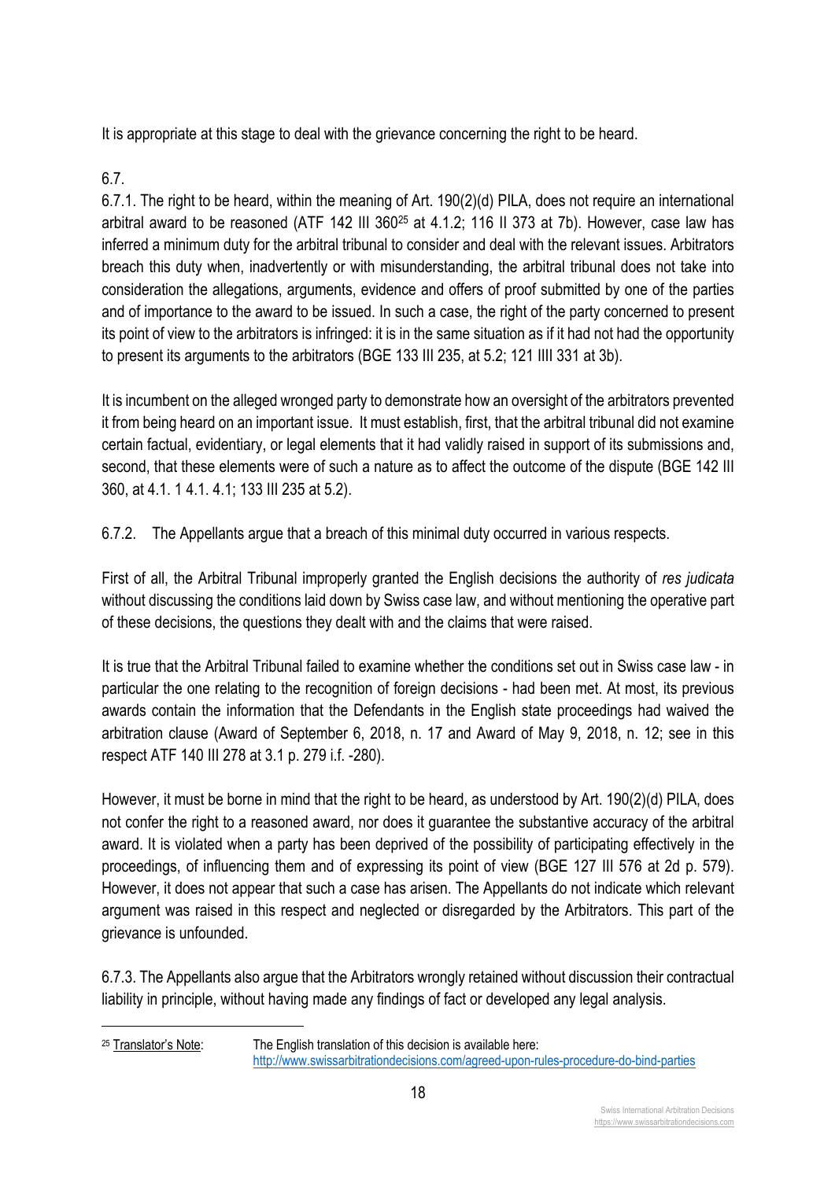It is appropriate at this stage to deal with the grievance concerning the right to be heard.

6.7.

6.7.1. The right to be heard, within the meaning of Art. 190(2)(d) PILA, does not require an international arbitral award to be reasoned (ATF 142 III 360[25] at 4.1.2; 116 II 373 at 7b). However, case law has inferred a minimum duty for the arbitral tribunal to consider and deal with the relevant issues. Arbitrators breach this duty when, inadvertently or with misunderstanding, the arbitral tribunal does not take into consideration the allegations, arguments, evidence and offers of proof submitted by one of the parties and of importance to the award to be issued. In such a case, the right of the party concerned to present its point of view to the arbitrators is infringed: it is in the same situation as if it had not had the opportunity to present its arguments to the arbitrators (BGE 133 III 235, at 5.2; 121 IIII 331 at 3b).

It is incumbent on the alleged wronged party to demonstrate how an oversight of the arbitrators prevented it from being heard on an important issue. It must establish, first, that the arbitral tribunal did not examine certain factual, evidentiary, or legal elements that it had validly raised in support of its submissions and, second, that these elements were of such a nature as to affect the outcome of the dispute (BGE 142 III 360, at 4.1. 1 4.1. 4.1; 133 III 235 at 5.2).

6.7.2. The Appellants argue that a breach of this minimal duty occurred in various respects.

First of all, the Arbitral Tribunal improperly granted the English decisions the authority of *res judicata* without discussing the conditions laid down by Swiss case law, and without mentioning the operative part of these decisions, the questions they dealt with and the claims that were raised.

It is true that the Arbitral Tribunal failed to examine whether the conditions set out in Swiss case law - in particular the one relating to the recognition of foreign decisions - had been met. At most, its previous awards contain the information that the Defendants in the English state proceedings had waived the arbitration clause (Award of September 6, 2018, n. 17 and Award of May 9, 2018, n. 12; see in this respect ATF 140 III 278 at 3.1 p. 279 i.f. -280).

However, it must be borne in mind that the right to be heard, as understood by Art. 190(2)(d) PILA, does not confer the right to a reasoned award, nor does it guarantee the substantive accuracy of the arbitral award. It is violated when a party has been deprived of the possibility of participating effectively in the proceedings, of influencing them and of expressing its point of view (BGE 127 III 576 at 2d p. 579). However, it does not appear that such a case has arisen. The Appellants do not indicate which relevant argument was raised in this respect and neglected or disregarded by the Arbitrators. This part of the grievance is unfounded.

6.7.3. The Appellants also argue that the Arbitrators wrongly retained without discussion their contractual liability in principle, without having made any findings of fact or developed any legal analysis.

---

[25] Translator's Note: The English translation of this decision is available here: http://www.swissarbitrationdecisions.com/agreed-upon-rules-procedure-do-bind-parties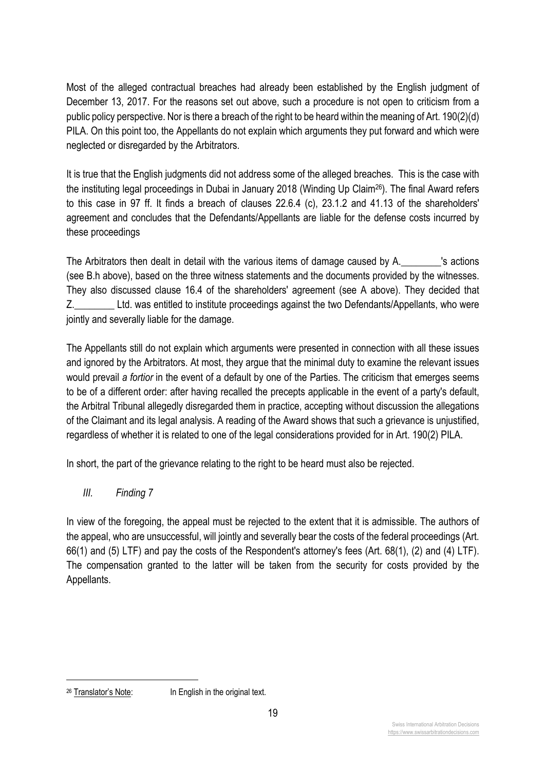Most of the alleged contractual breaches had already been established by the English judgment of December 13, 2017. For the reasons set out above, such a procedure is not open to criticism from a public policy perspective. Nor is there a breach of the right to be heard within the meaning of Art. 190(2)(d) PILA. On this point too, the Appellants do not explain which arguments they put forward and which were neglected or disregarded by the Arbitrators.

It is true that the English judgments did not address some of the alleged breaches. This is the case with the instituting legal proceedings in Dubai in January 2018 (Winding Up Claim[26]). The final Award refers to this case in 97 ff. It finds a breach of clauses 22.6.4 (c), 23.1.2 and 41.13 of the shareholders' agreement and concludes that the Defendants/Appellants are liable for the defense costs incurred by these proceedings

The Arbitrators then dealt in detail with the various items of damage caused by A.________'s actions (see B.h above), based on the three witness statements and the documents provided by the witnesses. They also discussed clause 16.4 of the shareholders' agreement (see A above). They decided that Z.________ Ltd. was entitled to institute proceedings against the two Defendants/Appellants, who were jointly and severally liable for the damage.

The Appellants still do not explain which arguments were presented in connection with all these issues and ignored by the Arbitrators. At most, they argue that the minimal duty to examine the relevant issues would prevail *a fortior* in the event of a default by one of the Parties. The criticism that emerges seems to be of a different order: after having recalled the precepts applicable in the event of a party's default, the Arbitral Tribunal allegedly disregarded them in practice, accepting without discussion the allegations of the Claimant and its legal analysis. A reading of the Award shows that such a grievance is unjustified, regardless of whether it is related to one of the legal considerations provided for in Art. 190(2) PILA.

In short, the part of the grievance relating to the right to be heard must also be rejected.

### *III. Finding 7*

In view of the foregoing, the appeal must be rejected to the extent that it is admissible. The authors of the appeal, who are unsuccessful, will jointly and severally bear the costs of the federal proceedings (Art. 66(1) and (5) LTF) and pay the costs of the Respondent's attorney's fees (Art. 68(1), (2) and (4) LTF). The compensation granted to the latter will be taken from the security for costs provided by the Appellants.

---

[26] Translator's Note: In English in the original text.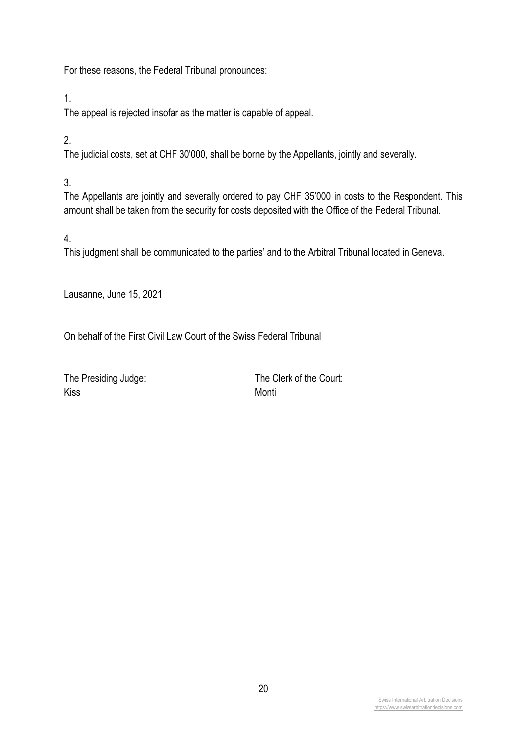For these reasons, the Federal Tribunal pronounces:

1.
The appeal is rejected insofar as the matter is capable of appeal.

2.
The judicial costs, set at CHF 30'000, shall be borne by the Appellants, jointly and severally.

3.
The Appellants are jointly and severally ordered to pay CHF 35'000 in costs to the Respondent. This amount shall be taken from the security for costs deposited with the Office of the Federal Tribunal.

4.
This judgment shall be communicated to the parties' and to the Arbitral Tribunal located in Geneva.

Lausanne, June 15, 2021

On behalf of the First Civil Law Court of the Swiss Federal Tribunal

The Presiding Judge: Kiss

The Clerk of the Court: Monti